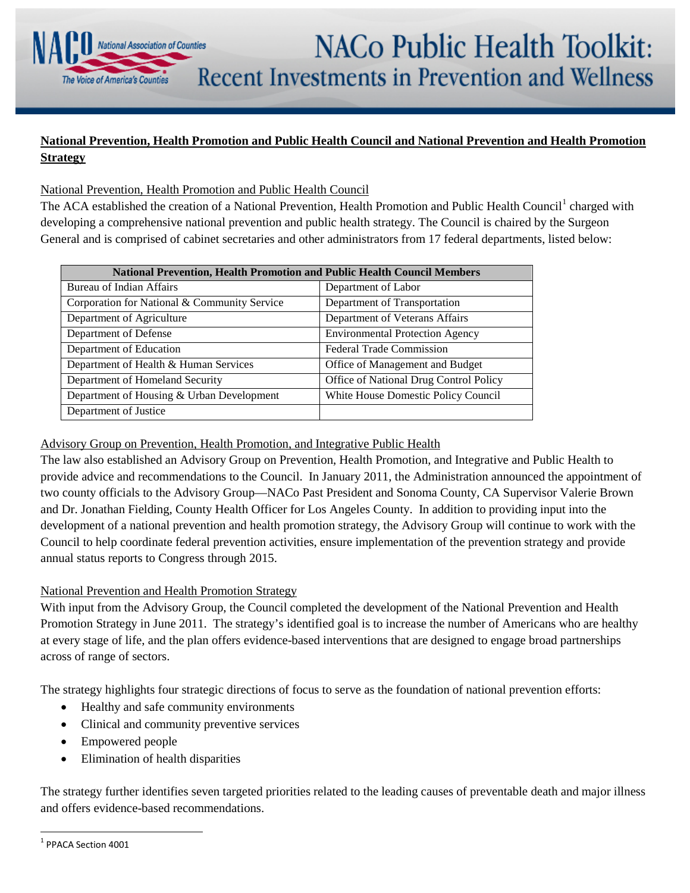# NACo Public Health Toolkit: Recent Investments in Prevention and Wellness

## National Prevention, Health Promotion and Public Health Council and National Prevention and Health Promotion Strategy

### National Prevention, Health Promotion and Public Health Council

The ACA established the creation of a National Prevention, Health Promotion and Public Health Council[1] charged with developing a comprehensive national prevention and public health strategy. The Council is chaired by the Surgeon General and is comprised of cabinet secretaries and other administrators from 17 federal departments, listed below:

| National Prevention, Health Promotion and Public Health Council Members | |
|---|---|
| Bureau of Indian Affairs | Department of Labor |
| Corporation for National & Community Service | Department of Transportation |
| Department of Agriculture | Department of Veterans Affairs |
| Department of Defense | Environmental Protection Agency |
| Department of Education | Federal Trade Commission |
| Department of Health & Human Services | Office of Management and Budget |
| Department of Homeland Security | Office of National Drug Control Policy |
| Department of Housing & Urban Development | White House Domestic Policy Council |
| Department of Justice | |

### Advisory Group on Prevention, Health Promotion, and Integrative Public Health

The law also established an Advisory Group on Prevention, Health Promotion, and Integrative and Public Health to provide advice and recommendations to the Council. In January 2011, the Administration announced the appointment of two county officials to the Advisory Group—NACo Past President and Sonoma County, CA Supervisor Valerie Brown and Dr. Jonathan Fielding, County Health Officer for Los Angeles County. In addition to providing input into the development of a national prevention and health promotion strategy, the Advisory Group will continue to work with the Council to help coordinate federal prevention activities, ensure implementation of the prevention strategy and provide annual status reports to Congress through 2015.

### National Prevention and Health Promotion Strategy

With input from the Advisory Group, the Council completed the development of the National Prevention and Health Promotion Strategy in June 2011. The strategy's identified goal is to increase the number of Americans who are healthy at every stage of life, and the plan offers evidence-based interventions that are designed to engage broad partnerships across of range of sectors.

The strategy highlights four strategic directions of focus to serve as the foundation of national prevention efforts:

- Healthy and safe community environments
- Clinical and community preventive services
- Empowered people
- Elimination of health disparities

The strategy further identifies seven targeted priorities related to the leading causes of preventable death and major illness and offers evidence-based recommendations.

[1] PPACA Section 4001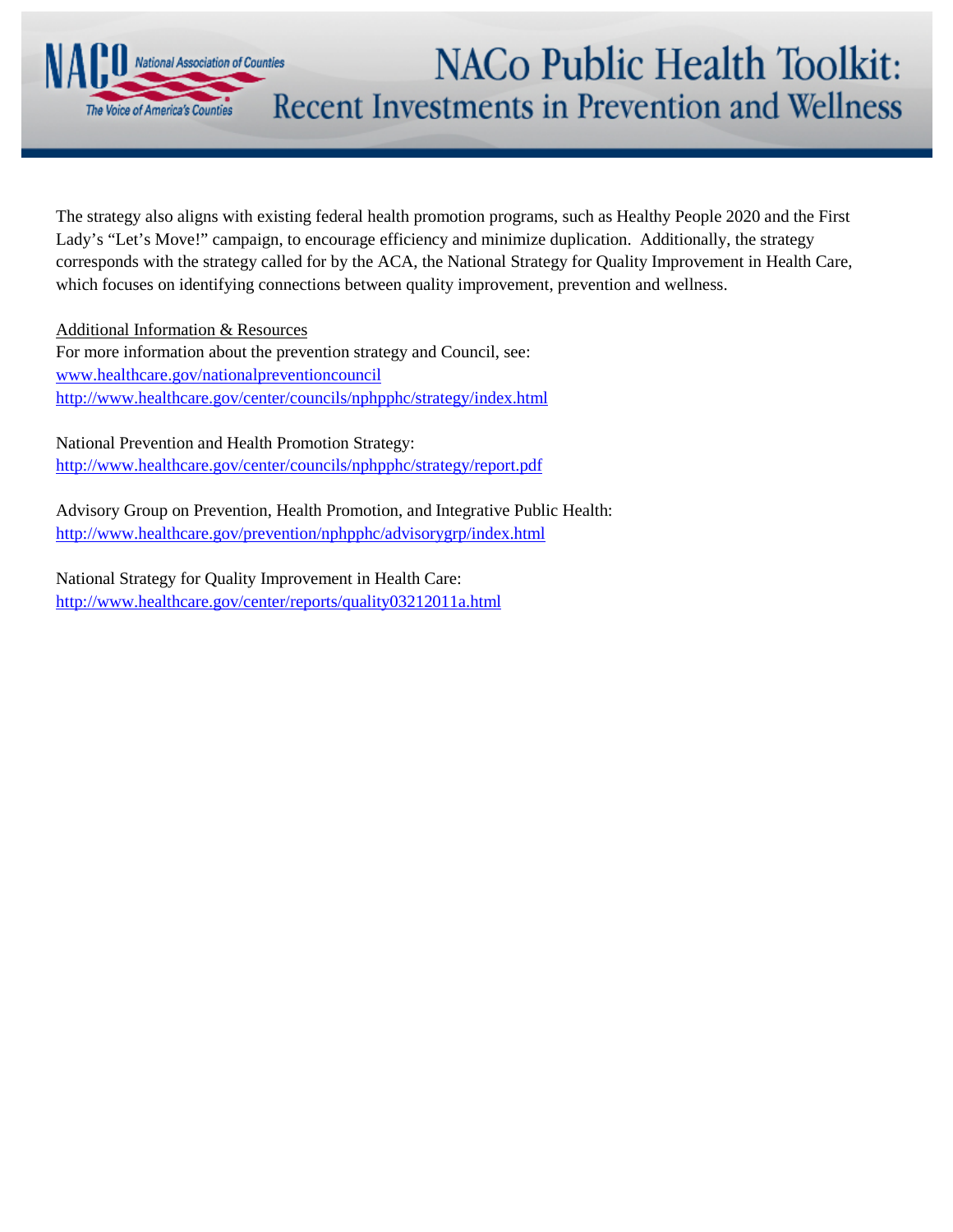The strategy also aligns with existing federal health promotion programs, such as Healthy People 2020 and the First Lady's "Let's Move!" campaign, to encourage efficiency and minimize duplication. Additionally, the strategy corresponds with the strategy called for by the ACA, the National Strategy for Quality Improvement in Health Care, which focuses on identifying connections between quality improvement, prevention and wellness.

Additional Information & Resources

For more information about the prevention strategy and Council, see:
www.healthcare.gov/nationalpreventioncouncil
http://www.healthcare.gov/center/councils/nphpphc/strategy/index.html

National Prevention and Health Promotion Strategy:
http://www.healthcare.gov/center/councils/nphpphc/strategy/report.pdf

Advisory Group on Prevention, Health Promotion, and Integrative Public Health:
http://www.healthcare.gov/prevention/nphpphc/advisorygrp/index.html

National Strategy for Quality Improvement in Health Care:
http://www.healthcare.gov/center/reports/quality03212011a.html